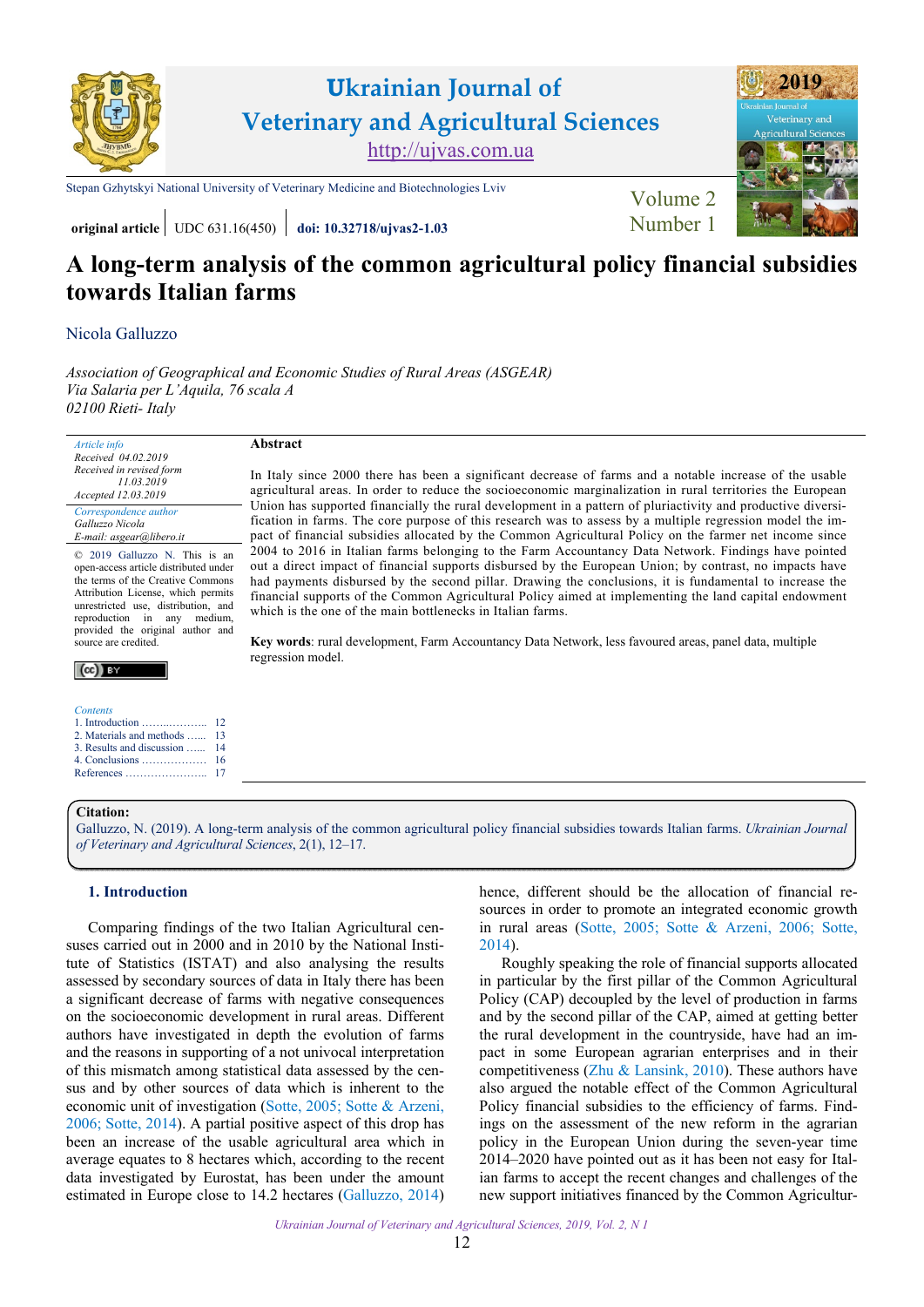# Ukrainian Journal of Veterinary and Agricultural Sciences

http://ujvas.com.ua

Stepan Gzhytskyi National University of Veterinary Medicine and Biotechnologies Lviv

Volume 2 Number 1

**original article** | UDC 631.16(450) | **doi: 10.32718/ujvas2-1.03**

# A long-term analysis of the common agricultural policy financial subsidies towards Italian farms

Nicola Galluzzo

*Association of Geographical and Economic Studies of Rural Areas (ASGEAR)*
*Via Salaria per L'Aquila, 76 scala A*
*02100 Rieti- Italy*

*Article info*
*Received 04.02.2019*
*Received in revised form 11.03.2019*
*Accepted 12.03.2019*

*Correspondence author*
*Galluzzo Nicola*
*E-mail: asgear@libero.it*

© 2019 Galluzzo N. This is an open-access article distributed under the terms of the Creative Commons Attribution License, which permits unrestricted use, distribution, and reproduction in any medium, provided the original author and source are credited.

*Contents*
1. Introduction ........................ 12
2. Materials and methods ...... 13
3. Results and discussion ...... 14
4. Conclusions ..................... 16
References .......................... 17

**Abstract**

In Italy since 2000 there has been a significant decrease of farms and a notable increase of the usable agricultural areas. In order to reduce the socioeconomic marginalization in rural territories the European Union has supported financially the rural development in a pattern of pluriactivity and productive diversification in farms. The core purpose of this research was to assess by a multiple regression model the impact of financial subsidies allocated by the Common Agricultural Policy on the farmer net income since 2004 to 2016 in Italian farms belonging to the Farm Accountancy Data Network. Findings have pointed out a direct impact of financial supports disbursed by the European Union; by contrast, no impacts have had payments disbursed by the second pillar. Drawing the conclusions, it is fundamental to increase the financial supports of the Common Agricultural Policy aimed at implementing the land capital endowment which is the one of the main bottlenecks in Italian farms.

**Key words**: rural development, Farm Accountancy Data Network, less favoured areas, panel data, multiple regression model.

**Citation:**
Galluzzo, N. (2019). A long-term analysis of the common agricultural policy financial subsidies towards Italian farms. *Ukrainian Journal of Veterinary and Agricultural Sciences*, 2(1), 12–17.

## 1. Introduction

Comparing findings of the two Italian Agricultural censuses carried out in 2000 and in 2010 by the National Institute of Statistics (ISTAT) and also analysing the results assessed by secondary sources of data in Italy there has been a significant decrease of farms with negative consequences on the socioeconomic development in rural areas. Different authors have investigated in depth the evolution of farms and the reasons in supporting of a not univocal interpretation of this mismatch among statistical data assessed by the census and by other sources of data which is inherent to the economic unit of investigation (Sotte, 2005; Sotte & Arzeni, 2006; Sotte, 2014). A partial positive aspect of this drop has been an increase of the usable agricultural area which in average equates to 8 hectares which, according to the recent data investigated by Eurostat, has been under the amount estimated in Europe close to 14.2 hectares (Galluzzo, 2014) hence, different should be the allocation of financial resources in order to promote an integrated economic growth in rural areas (Sotte, 2005; Sotte & Arzeni, 2006; Sotte, 2014).

Roughly speaking the role of financial supports allocated in particular by the first pillar of the Common Agricultural Policy (CAP) decoupled by the level of production in farms and by the second pillar of the CAP, aimed at getting better the rural development in the countryside, have had an impact in some European agrarian enterprises and in their competitiveness (Zhu & Lansink, 2010). These authors have also argued the notable effect of the Common Agricultural Policy financial subsidies to the efficiency of farms. Findings on the assessment of the new reform in the agrarian policy in the European Union during the seven-year time 2014–2020 have pointed out as it has been not easy for Italian farms to accept the recent changes and challenges of the new support initiatives financed by the Common Agricultur-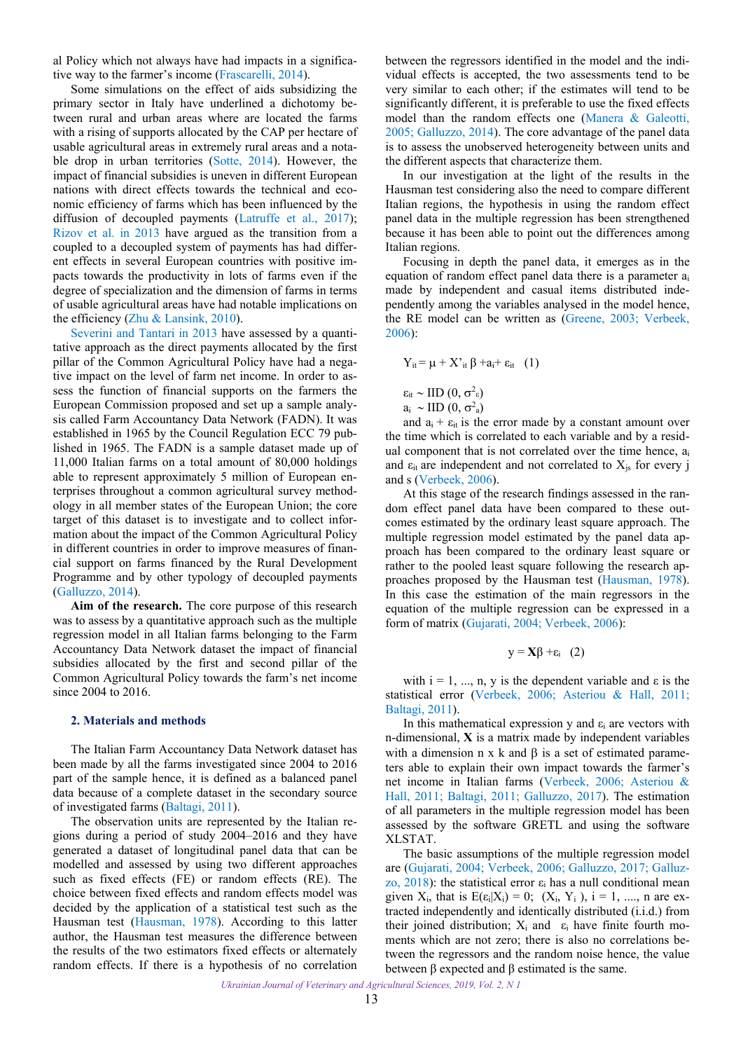al Policy which not always have had impacts in a significative way to the farmer's income (Frascarelli, 2014).

Some simulations on the effect of aids subsidizing the primary sector in Italy have underlined a dichotomy between rural and urban areas where are located the farms with a rising of supports allocated by the CAP per hectare of usable agricultural areas in extremely rural areas and a notable drop in urban territories (Sotte, 2014). However, the impact of financial subsidies is uneven in different European nations with direct effects towards the technical and economic efficiency of farms which has been influenced by the diffusion of decoupled payments (Latruffe et al., 2017); Rizov et al. in 2013 have argued as the transition from a coupled to a decoupled system of payments has had different effects in several European countries with positive impacts towards the productivity in lots of farms even if the degree of specialization and the dimension of farms in terms of usable agricultural areas have had notable implications on the efficiency (Zhu & Lansink, 2010).

Severini and Tantari in 2013 have assessed by a quantitative approach as the direct payments allocated by the first pillar of the Common Agricultural Policy have had a negative impact on the level of farm net income. In order to assess the function of financial supports on the farmers the European Commission proposed and set up a sample analysis called Farm Accountancy Data Network (FADN). It was established in 1965 by the Council Regulation ECC 79 published in 1965. The FADN is a sample dataset made up of 11,000 Italian farms on a total amount of 80,000 holdings able to represent approximately 5 million of European enterprises throughout a common agricultural survey methodology in all member states of the European Union; the core target of this dataset is to investigate and to collect information about the impact of the Common Agricultural Policy in different countries in order to improve measures of financial support on farms financed by the Rural Development Programme and by other typology of decoupled payments (Galluzzo, 2014).

**Aim of the research.** The core purpose of this research was to assess by a quantitative approach such as the multiple regression model in all Italian farms belonging to the Farm Accountancy Data Network dataset the impact of financial subsidies allocated by the first and second pillar of the Common Agricultural Policy towards the farm's net income since 2004 to 2016.

## 2. Materials and methods

The Italian Farm Accountancy Data Network dataset has been made by all the farms investigated since 2004 to 2016 part of the sample hence, it is defined as a balanced panel data because of a complete dataset in the secondary source of investigated farms (Baltagi, 2011).

The observation units are represented by the Italian regions during a period of study 2004–2016 and they have generated a dataset of longitudinal panel data that can be modelled and assessed by using two different approaches such as fixed effects (FE) or random effects (RE). The choice between fixed effects and random effects model was decided by the application of a statistical test such as the Hausman test (Hausman, 1978). According to this latter author, the Hausman test measures the difference between the results of the two estimators fixed effects or alternately random effects. If there is a hypothesis of no correlation between the regressors identified in the model and the individual effects is accepted, the two assessments tend to be very similar to each other; if the estimates will tend to be significantly different, it is preferable to use the fixed effects model than the random effects one (Manera & Galeotti, 2005; Galluzzo, 2014). The core advantage of the panel data is to assess the unobserved heterogeneity between units and the different aspects that characterize them.

In our investigation at the light of the results in the Hausman test considering also the need to compare different Italian regions, the hypothesis in using the random effect panel data in the multiple regression has been strengthened because it has been able to point out the differences among Italian regions.

Focusing in depth the panel data, it emerges as in the equation of random effect panel data there is a parameter $a_i$ made by independent and casual items distributed independently among the variables analysed in the model hence, the RE model can be written as (Greene, 2003; Verbeek, 2006):

$$Y_{it} = \mu + X'_{it}\,\beta + a_i + \varepsilon_{it} \quad (1)$$

$$\varepsilon_{it} \sim \mathrm{IID}\,(0, \sigma^2_{\varepsilon})$$

$$a_i \sim \mathrm{IID}\,(0, \sigma^2_{a})$$

and $a_i + \varepsilon_{it}$ is the error made by a constant amount over the time which is correlated to each variable and by a residual component that is not correlated over the time hence, $a_i$ and $\varepsilon_{it}$ are independent and not correlated to $X_{js}$ for every j and s (Verbeek, 2006).

At this stage of the research findings assessed in the random effect panel data have been compared to these outcomes estimated by the ordinary least square approach. The multiple regression model estimated by the panel data approach has been compared to the ordinary least square or rather to the pooled least square following the research approaches proposed by the Hausman test (Hausman, 1978). In this case the estimation of the main regressors in the equation of the multiple regression can be expressed in a form of matrix (Gujarati, 2004; Verbeek, 2006):

$$y = \mathbf{X}\beta + \varepsilon_i \quad (2)$$

with i = 1, ..., n, y is the dependent variable and ε is the statistical error (Verbeek, 2006; Asteriou & Hall, 2011; Baltagi, 2011).

In this mathematical expression y and $\varepsilon_i$ are vectors with n-dimensional, **X** is a matrix made by independent variables with a dimension n x k and β is a set of estimated parameters able to explain their own impact towards the farmer's net income in Italian farms (Verbeek, 2006; Asteriou & Hall, 2011; Baltagi, 2011; Galluzzo, 2017). The estimation of all parameters in the multiple regression model has been assessed by the software GRETL and using the software XLSTAT.

The basic assumptions of the multiple regression model are (Gujarati, 2004; Verbeek, 2006; Galluzzo, 2017; Galluzzo, 2018): the statistical error $\varepsilon_i$ has a null conditional mean given $X_i$, that is $E(\varepsilon_i|X_i) = 0$; $(X_i, Y_i)$, i = 1, ...., n are extracted independently and identically distributed (i.i.d.) from their joined distribution; $X_i$ and $\varepsilon_i$ have finite fourth moments which are not zero; there is also no correlations between the regressors and the random noise hence, the value between β expected and β estimated is the same.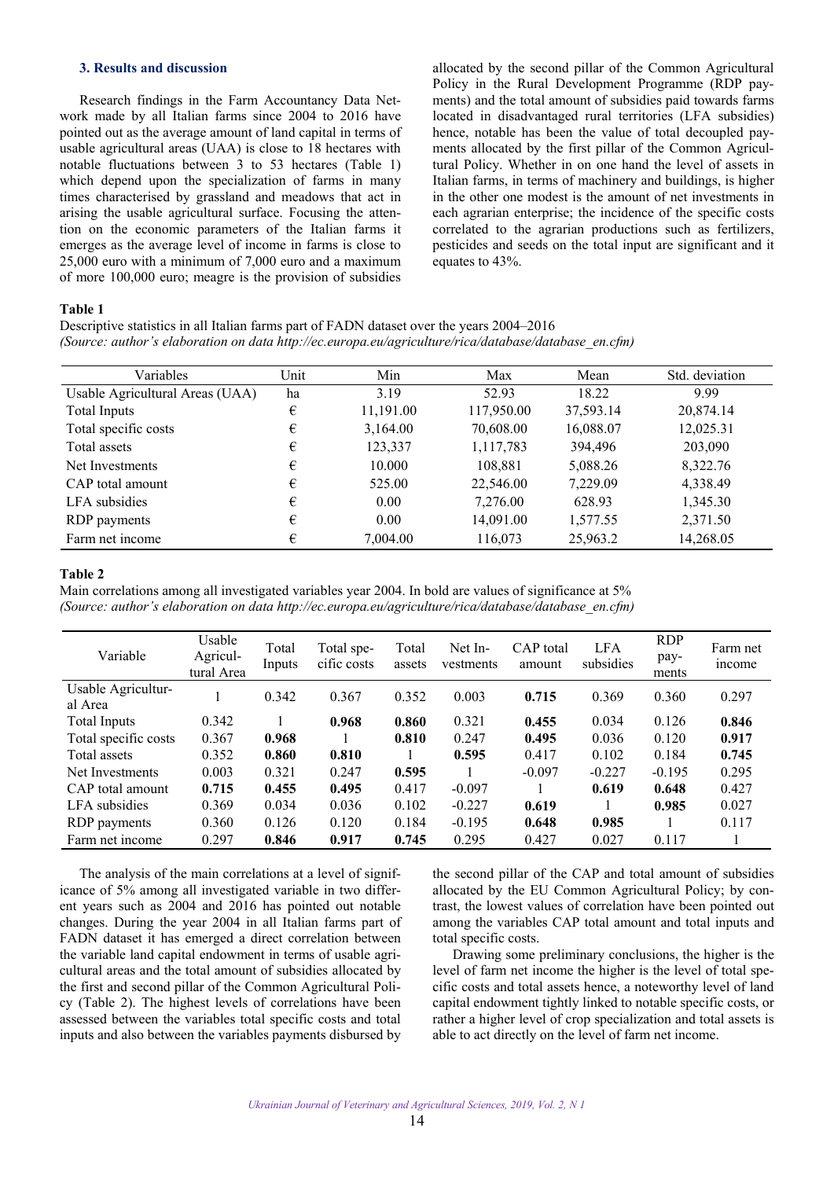### 3. Results and discussion

Research findings in the Farm Accountancy Data Network made by all Italian farms since 2004 to 2016 have pointed out as the average amount of land capital in terms of usable agricultural areas (UAA) is close to 18 hectares with notable fluctuations between 3 to 53 hectares (Table 1) which depend upon the specialization of farms in many times characterised by grassland and meadows that act in arising the usable agricultural surface. Focusing the attention on the economic parameters of the Italian farms it emerges as the average level of income in farms is close to 25,000 euro with a minimum of 7,000 euro and a maximum of more 100,000 euro; meagre is the provision of subsidies allocated by the second pillar of the Common Agricultural Policy in the Rural Development Programme (RDP payments) and the total amount of subsidies paid towards farms located in disadvantaged rural territories (LFA subsidies) hence, notable has been the value of total decoupled payments allocated by the first pillar of the Common Agricultural Policy. Whether in on one hand the level of assets in Italian farms, in terms of machinery and buildings, is higher in the other one modest is the amount of net investments in each agrarian enterprise; the incidence of the specific costs correlated to the agrarian productions such as fertilizers, pesticides and seeds on the total input are significant and it equates to 43%.

**Table 1**

Descriptive statistics in all Italian farms part of FADN dataset over the years 2004–2016
*(Source: author's elaboration on data http://ec.europa.eu/agriculture/rica/database/database_en.cfm)*

| Variables | Unit | Min | Max | Mean | Std. deviation |
|---|---|---|---|---|---|
| Usable Agricultural Areas (UAA) | ha | 3.19 | 52.93 | 18.22 | 9.99 |
| Total Inputs | € | 11,191.00 | 117,950.00 | 37,593.14 | 20,874.14 |
| Total specific costs | € | 3,164.00 | 70,608.00 | 16,088.07 | 12,025.31 |
| Total assets | € | 123,337 | 1,117,783 | 394,496 | 203,090 |
| Net Investments | € | 10.000 | 108,881 | 5,088.26 | 8,322.76 |
| CAP total amount | € | 525.00 | 22,546.00 | 7,229.09 | 4,338.49 |
| LFA subsidies | € | 0.00 | 7,276.00 | 628.93 | 1,345.30 |
| RDP payments | € | 0.00 | 14,091.00 | 1,577.55 | 2,371.50 |
| Farm net income | € | 7,004.00 | 116,073 | 25,963.2 | 14,268.05 |

**Table 2**

Main correlations among all investigated variables year 2004. In bold are values of significance at 5%
*(Source: author's elaboration on data http://ec.europa.eu/agriculture/rica/database/database_en.cfm)*

| Variable | Usable Agricultural Area | Total Inputs | Total specific costs | Total assets | Net Investments | CAP total amount | LFA subsidies | RDP payments | Farm net income |
|---|---|---|---|---|---|---|---|---|---|
| Usable Agricultural Area | 1 | 0.342 | 0.367 | 0.352 | 0.003 | **0.715** | 0.369 | 0.360 | 0.297 |
| Total Inputs | 0.342 | 1 | **0.968** | **0.860** | 0.321 | **0.455** | 0.034 | 0.126 | **0.846** |
| Total specific costs | 0.367 | **0.968** | 1 | **0.810** | 0.247 | **0.495** | 0.036 | 0.120 | **0.917** |
| Total assets | 0.352 | **0.860** | **0.810** | 1 | **0.595** | 0.417 | 0.102 | 0.184 | **0.745** |
| Net Investments | 0.003 | 0.321 | 0.247 | **0.595** | 1 | -0.097 | -0.227 | -0.195 | 0.295 |
| CAP total amount | **0.715** | **0.455** | **0.495** | 0.417 | -0.097 | 1 | **0.619** | **0.648** | 0.427 |
| LFA subsidies | 0.369 | 0.034 | 0.036 | 0.102 | -0.227 | **0.619** | 1 | **0.985** | 0.027 |
| RDP payments | 0.360 | 0.126 | 0.120 | 0.184 | -0.195 | **0.648** | **0.985** | 1 | 0.117 |
| Farm net income | 0.297 | **0.846** | **0.917** | **0.745** | 0.295 | 0.427 | 0.027 | 0.117 | 1 |

The analysis of the main correlations at a level of significance of 5% among all investigated variable in two different years such as 2004 and 2016 has pointed out notable changes. During the year 2004 in all Italian farms part of FADN dataset it has emerged a direct correlation between the variable land capital endowment in terms of usable agricultural areas and the total amount of subsidies allocated by the first and second pillar of the Common Agricultural Policy (Table 2). The highest levels of correlations have been assessed between the variables total specific costs and total inputs and also between the variables payments disbursed by the second pillar of the CAP and total amount of subsidies allocated by the EU Common Agricultural Policy; by contrast, the lowest values of correlation have been pointed out among the variables CAP total amount and total inputs and total specific costs.

Drawing some preliminary conclusions, the higher is the level of farm net income the higher is the level of total specific costs and total assets hence, a noteworthy level of land capital endowment tightly linked to notable specific costs, or rather a higher level of crop specialization and total assets is able to act directly on the level of farm net income.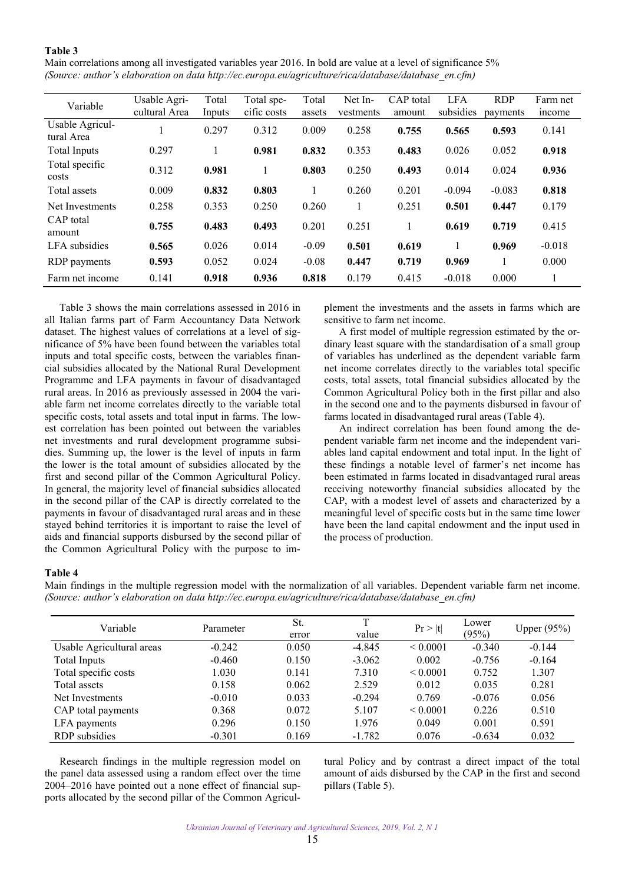**Table 3**

Main correlations among all investigated variables year 2016. In bold are value at a level of significance 5%
*(Source: author's elaboration on data http://ec.europa.eu/agriculture/rica/database/database_en.cfm)*

| Variable | Usable Agricultural Area | Total Inputs | Total specific costs | Total assets | Net Investments | CAP total amount | LFA subsidies | RDP payments | Farm net income |
|---|---|---|---|---|---|---|---|---|---|
| Usable Agricultural Area | 1 | 0.297 | 0.312 | 0.009 | 0.258 | **0.755** | **0.565** | **0.593** | 0.141 |
| Total Inputs | 0.297 | 1 | **0.981** | **0.832** | 0.353 | **0.483** | 0.026 | 0.052 | **0.918** |
| Total specific costs | 0.312 | **0.981** | 1 | **0.803** | 0.250 | **0.493** | 0.014 | 0.024 | **0.936** |
| Total assets | 0.009 | **0.832** | **0.803** | 1 | 0.260 | 0.201 | -0.094 | -0.083 | **0.818** |
| Net Investments | 0.258 | 0.353 | 0.250 | 0.260 | 1 | 0.251 | **0.501** | **0.447** | 0.179 |
| CAP total amount | **0.755** | **0.483** | **0.493** | 0.201 | 0.251 | 1 | **0.619** | **0.719** | 0.415 |
| LFA subsidies | **0.565** | 0.026 | 0.014 | -0.09 | **0.501** | **0.619** | 1 | **0.969** | -0.018 |
| RDP payments | **0.593** | 0.052 | 0.024 | -0.08 | **0.447** | **0.719** | **0.969** | 1 | 0.000 |
| Farm net income | 0.141 | **0.918** | **0.936** | **0.818** | 0.179 | 0.415 | -0.018 | 0.000 | 1 |

Table 3 shows the main correlations assessed in 2016 in all Italian farms part of Farm Accountancy Data Network dataset. The highest values of correlations at a level of significance of 5% have been found between the variables total inputs and total specific costs, between the variables financial subsidies allocated by the National Rural Development Programme and LFA payments in favour of disadvantaged rural areas. In 2016 as previously assessed in 2004 the variable farm net income correlates directly to the variable total specific costs, total assets and total input in farms. The lowest correlation has been pointed out between the variables net investments and rural development programme subsidies. Summing up, the lower is the level of inputs in farm the lower is the total amount of subsidies allocated by the first and second pillar of the Common Agricultural Policy. In general, the majority level of financial subsidies allocated in the second pillar of the CAP is directly correlated to the payments in favour of disadvantaged rural areas and in these stayed behind territories it is important to raise the level of aids and financial supports disbursed by the second pillar of the Common Agricultural Policy with the purpose to implement the investments and the assets in farms which are sensitive to farm net income.

A first model of multiple regression estimated by the ordinary least square with the standardisation of a small group of variables has underlined as the dependent variable farm net income correlates directly to the variables total specific costs, total assets, total financial subsidies allocated by the Common Agricultural Policy both in the first pillar and also in the second one and to the payments disbursed in favour of farms located in disadvantaged rural areas (Table 4).

An indirect correlation has been found among the dependent variable farm net income and the independent variables land capital endowment and total input. In the light of these findings a notable level of farmer's net income has been estimated in farms located in disadvantaged rural areas receiving noteworthy financial subsidies allocated by the CAP, with a modest level of assets and characterized by a meaningful level of specific costs but in the same time lower have been the land capital endowment and the input used in the process of production.

**Table 4**

Main findings in the multiple regression model with the normalization of all variables. Dependent variable farm net income.
*(Source: author's elaboration on data http://ec.europa.eu/agriculture/rica/database/database_en.cfm)*

| Variable | Parameter | St. error | T value | Pr > \|t\| | Lower (95%) | Upper (95%) |
|---|---|---|---|---|---|---|
| Usable Agricultural areas | -0.242 | 0.050 | -4.845 | < 0.0001 | -0.340 | -0.144 |
| Total Inputs | -0.460 | 0.150 | -3.062 | 0.002 | -0.756 | -0.164 |
| Total specific costs | 1.030 | 0.141 | 7.310 | < 0.0001 | 0.752 | 1.307 |
| Total assets | 0.158 | 0.062 | 2.529 | 0.012 | 0.035 | 0.281 |
| Net Investments | -0.010 | 0.033 | -0.294 | 0.769 | -0.076 | 0.056 |
| CAP total payments | 0.368 | 0.072 | 5.107 | < 0.0001 | 0.226 | 0.510 |
| LFA payments | 0.296 | 0.150 | 1.976 | 0.049 | 0.001 | 0.591 |
| RDP subsidies | -0.301 | 0.169 | -1.782 | 0.076 | -0.634 | 0.032 |

Research findings in the multiple regression model on the panel data assessed using a random effect over the time 2004–2016 have pointed out a none effect of financial supports allocated by the second pillar of the Common Agricultural Policy and by contrast a direct impact of the total amount of aids disbursed by the CAP in the first and second pillars (Table 5).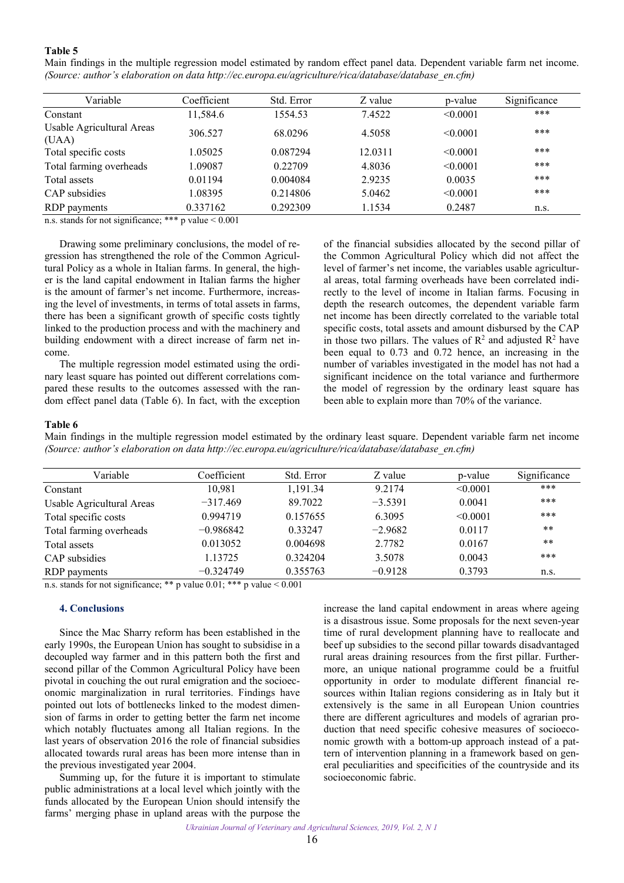**Table 5**

Main findings in the multiple regression model estimated by random effect panel data. Dependent variable farm net income. *(Source: author's elaboration on data http://ec.europa.eu/agriculture/rica/database/database_en.cfm)*

| Variable | Coefficient | Std. Error | Z value | p-value | Significance |
|---|---|---|---|---|---|
| Constant | 11,584.6 | 1554.53 | 7.4522 | <0.0001 | *** |
| Usable Agricultural Areas (UAA) | 306.527 | 68.0296 | 4.5058 | <0.0001 | *** |
| Total specific costs | 1.05025 | 0.087294 | 12.0311 | <0.0001 | *** |
| Total farming overheads | 1.09087 | 0.22709 | 4.8036 | <0.0001 | *** |
| Total assets | 0.01194 | 0.004084 | 2.9235 | 0.0035 | *** |
| CAP subsidies | 1.08395 | 0.214806 | 5.0462 | <0.0001 | *** |
| RDP payments | 0.337162 | 0.292309 | 1.1534 | 0.2487 | n.s. |

n.s. stands for not significance; *** p value < 0.001

Drawing some preliminary conclusions, the model of regression has strengthened the role of the Common Agricultural Policy as a whole in Italian farms. In general, the higher is the land capital endowment in Italian farms the higher is the amount of farmer's net income. Furthermore, increasing the level of investments, in terms of total assets in farms, there has been a significant growth of specific costs tightly linked to the production process and with the machinery and building endowment with a direct increase of farm net income.

The multiple regression model estimated using the ordinary least square has pointed out different correlations compared these results to the outcomes assessed with the random effect panel data (Table 6). In fact, with the exception of the financial subsidies allocated by the second pillar of the Common Agricultural Policy which did not affect the level of farmer's net income, the variables usable agricultural areas, total farming overheads have been correlated indirectly to the level of income in Italian farms. Focusing in depth the research outcomes, the dependent variable farm net income has been directly correlated to the variable total specific costs, total assets and amount disbursed by the CAP in those two pillars. The values of $R^2$ and adjusted $R^2$ have been equal to 0.73 and 0.72 hence, an increasing in the number of variables investigated in the model has not had a significant incidence on the total variance and furthermore the model of regression by the ordinary least square has been able to explain more than 70% of the variance.

**Table 6**

Main findings in the multiple regression model estimated by the ordinary least square. Dependent variable farm net income *(Source: author's elaboration on data http://ec.europa.eu/agriculture/rica/database/database_en.cfm)*

| Variable | Coefficient | Std. Error | Z value | p-value | Significance |
|---|---|---|---|---|---|
| Constant | 10,981 | 1,191.34 | 9.2174 | <0.0001 | *** |
| Usable Agricultural Areas | −317.469 | 89.7022 | −3.5391 | 0.0041 | *** |
| Total specific costs | 0.994719 | 0.157655 | 6.3095 | <0.0001 | *** |
| Total farming overheads | −0.986842 | 0.33247 | −2.9682 | 0.0117 | ** |
| Total assets | 0.013052 | 0.004698 | 2.7782 | 0.0167 | ** |
| CAP subsidies | 1.13725 | 0.324204 | 3.5078 | 0.0043 | *** |
| RDP payments | −0.324749 | 0.355763 | −0.9128 | 0.3793 | n.s. |

n.s. stands for not significance; ** p value 0.01; *** p value < 0.001

## 4. Conclusions

Since the Mac Sharry reform has been established in the early 1990s, the European Union has sought to subsidise in a decoupled way farmer and in this pattern both the first and second pillar of the Common Agricultural Policy have been pivotal in couching the out rural emigration and the socioeconomic marginalization in rural territories. Findings have pointed out lots of bottlenecks linked to the modest dimension of farms in order to getting better the farm net income which notably fluctuates among all Italian regions. In the last years of observation 2016 the role of financial subsidies allocated towards rural areas has been more intense than in the previous investigated year 2004.

Summing up, for the future it is important to stimulate public administrations at a local level which jointly with the funds allocated by the European Union should intensify the farms' merging phase in upland areas with the purpose the increase the land capital endowment in areas where ageing is a disastrous issue. Some proposals for the next seven-year time of rural development planning have to reallocate and beef up subsidies to the second pillar towards disadvantaged rural areas draining resources from the first pillar. Furthermore, an unique national programme could be a fruitful opportunity in order to modulate different financial resources within Italian regions considering as in Italy but it extensively is the same in all European Union countries there are different agricultures and models of agrarian production that need specific cohesive measures of socioeconomic growth with a bottom-up approach instead of a pattern of intervention planning in a framework based on general peculiarities and specificities of the countryside and its socioeconomic fabric.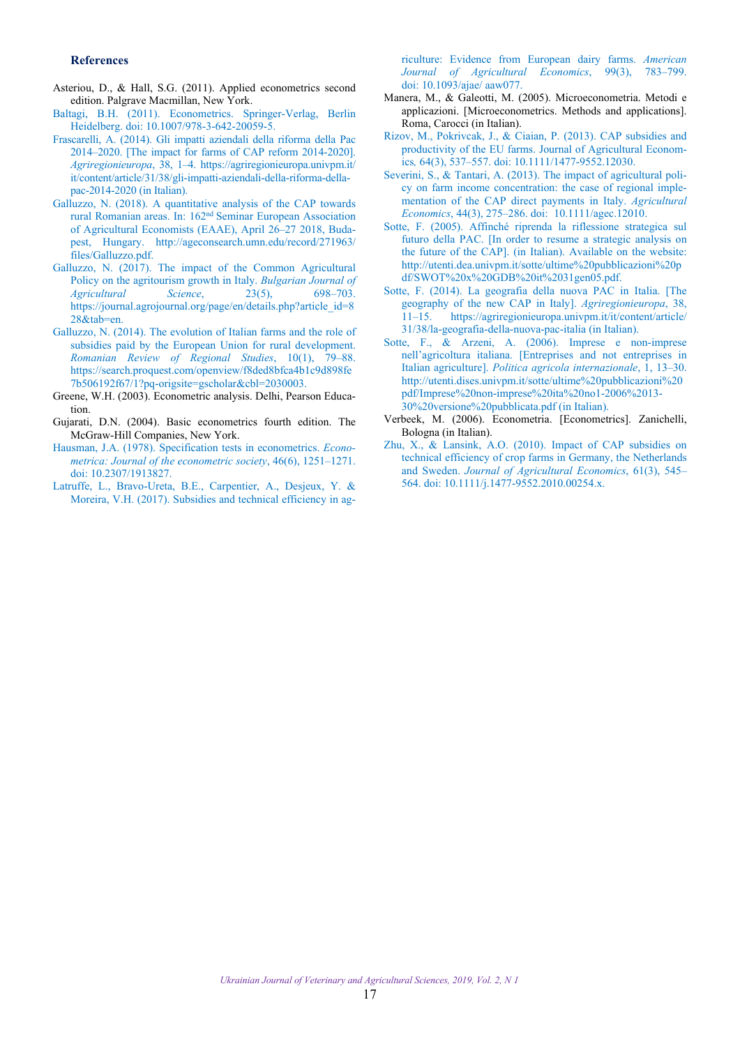### References

Asteriou, D., & Hall, S.G. (2011). Applied econometrics second edition. Palgrave Macmillan, New York.

Baltagi, B.H. (2011). Econometrics. Springer-Verlag, Berlin Heidelberg. doi: 10.1007/978-3-642-20059-5.

Frascarelli, A. (2014). Gli impatti aziendali della riforma della Pac 2014–2020. [The impact for farms of CAP reform 2014-2020]. *Agriregionieuropa*, 38, 1–4. https://agriregionieuropa.univpm.it/it/content/article/31/38/gli-impatti-aziendali-della-riforma-della-pac-2014-2020 (in Italian).

Galluzzo, N. (2018). A quantitative analysis of the CAP towards rural Romanian areas. In: 162nd Seminar European Association of Agricultural Economists (EAAE), April 26–27 2018, Budapest, Hungary. http://ageconsearch.umn.edu/record/271963/files/Galluzzo.pdf.

Galluzzo, N. (2017). The impact of the Common Agricultural Policy on the agritourism growth in Italy. *Bulgarian Journal of Agricultural Science*, 23(5), 698–703. https://journal.agrojournal.org/page/en/details.php?article_id=828&tab=en.

Galluzzo, N. (2014). The evolution of Italian farms and the role of subsidies paid by the European Union for rural development. *Romanian Review of Regional Studies*, 10(1), 79–88. https://search.proquest.com/openview/f8ded8bfca4b1c9d898fe7b506192f67/1?pq-origsite=gscholar&cbl=2030003.

Greene, W.H. (2003). Econometric analysis. Delhi, Pearson Education.

Gujarati, D.N. (2004). Basic econometrics fourth edition. The McGraw-Hill Companies, New York.

Hausman, J.A. (1978). Specification tests in econometrics. *Econometrica: Journal of the econometric society*, 46(6), 1251–1271. doi: 10.2307/1913827.

Latruffe, L., Bravo-Ureta, B.E., Carpentier, A., Desjeux, Y. & Moreira, V.H. (2017). Subsidies and technical efficiency in agriculture: Evidence from European dairy farms. *American Journal of Agricultural Economics*, 99(3), 783–799. doi: 10.1093/ajae/ aaw077.

Manera, M., & Galeotti, M. (2005). Microeconometria. Metodi e applicazioni. [Microeconometrics. Methods and applications]. Roma, Carocci (in Italian).

Rizov, M., Pokrivcak, J., & Ciaian, P. (2013). CAP subsidies and productivity of the EU farms. Journal of Agricultural Economics, 64(3), 537–557. doi: 10.1111/1477-9552.12030.

Severini, S., & Tantari, A. (2013). The impact of agricultural policy on farm income concentration: the case of regional implementation of the CAP direct payments in Italy. *Agricultural Economics*, 44(3), 275–286. doi: 10.1111/agec.12010.

Sotte, F. (2005). Affinché riprenda la riflessione strategica sul futuro della PAC. [In order to resume a strategic analysis on the future of the CAP]. (in Italian). Available on the website: http://utenti.dea.univpm.it/sotte/ultime%20pubblicazioni%20pdf/SWOT%20x%20GDB%20it%2031gen05.pdf.

Sotte, F. (2014). La geografia della nuova PAC in Italia. [The geography of the new CAP in Italy]. *Agriregionieuropa*, 38, 11–15. https://agriregionieuropa.univpm.it/it/content/article/31/38/la-geografia-della-nuova-pac-italia (in Italian).

Sotte, F., & Arzeni, A. (2006). Imprese e non-imprese nell'agricoltura italiana. [Entreprises and not entreprises in Italian agriculture]. *Politica agricola internazionale*, 1, 13–30. http://utenti.dises.univpm.it/sotte/ultime%20pubblicazioni%20pdf/Imprese%20non-imprese%20ita%20no1-2006%2013-30%20versione%20pubblicata.pdf (in Italian).

Verbeek, M. (2006). Econometria. [Econometrics]. Zanichelli, Bologna (in Italian).

Zhu, X., & Lansink, A.O. (2010). Impact of CAP subsidies on technical efficiency of crop farms in Germany, the Netherlands and Sweden. *Journal of Agricultural Economics*, 61(3), 545–564. doi: 10.1111/j.1477-9552.2010.00254.x.